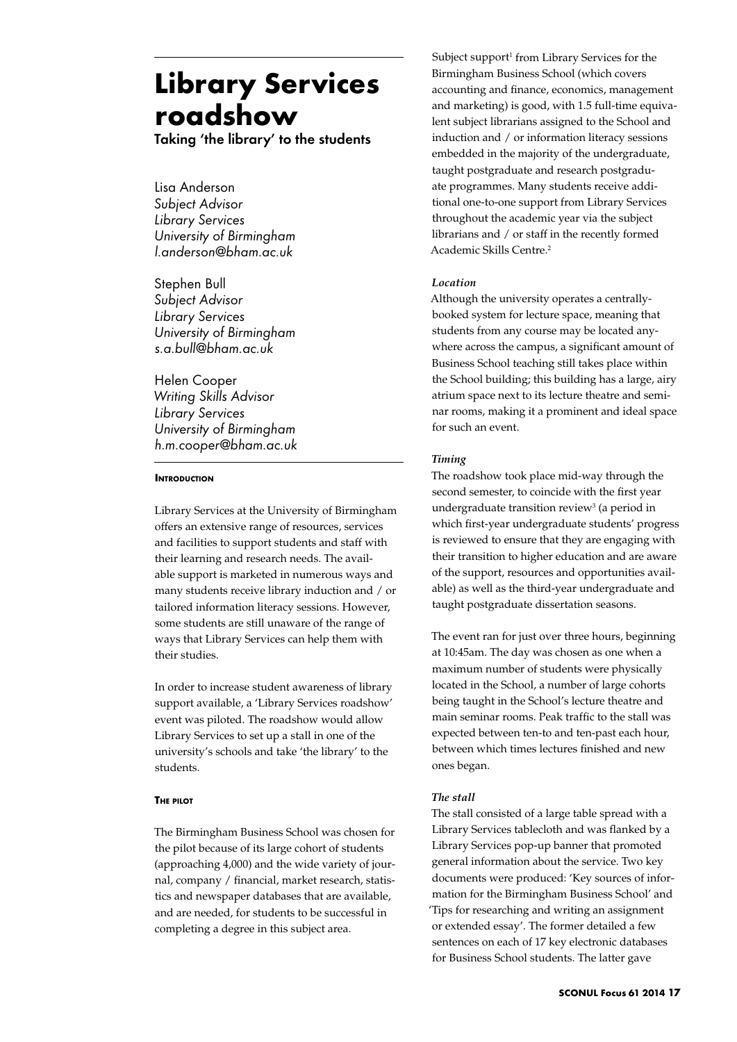# Library Services roadshow

## Taking 'the library' to the students

Lisa Anderson
*Subject Advisor*
*Library Services*
*University of Birmingham*
*l.anderson@bham.ac.uk*

Stephen Bull
*Subject Advisor*
*Library Services*
*University of Birmingham*
*s.a.bull@bham.ac.uk*

Helen Cooper
*Writing Skills Advisor*
*Library Services*
*University of Birmingham*
*h.m.cooper@bham.ac.uk*

### Introduction

Library Services at the University of Birmingham offers an extensive range of resources, services and facilities to support students and staff with their learning and research needs. The available support is marketed in numerous ways and many students receive library induction and / or tailored information literacy sessions. However, some students are still unaware of the range of ways that Library Services can help them with their studies.

In order to increase student awareness of library support available, a 'Library Services roadshow' event was piloted. The roadshow would allow Library Services to set up a stall in one of the university's schools and take 'the library' to the students.

### The pilot

The Birmingham Business School was chosen for the pilot because of its large cohort of students (approaching 4,000) and the wide variety of journal, company / financial, market research, statistics and newspaper databases that are available, and are needed, for students to be successful in completing a degree in this subject area.

Subject support[1] from Library Services for the Birmingham Business School (which covers accounting and finance, economics, management and marketing) is good, with 1.5 full-time equivalent subject librarians assigned to the School and induction and / or information literacy sessions embedded in the majority of the undergraduate, taught postgraduate and research postgraduate programmes. Many students receive additional one-to-one support from Library Services throughout the academic year via the subject librarians and / or staff in the recently formed Academic Skills Centre.[2]

#### *Location*

Although the university operates a centrally-booked system for lecture space, meaning that students from any course may be located anywhere across the campus, a significant amount of Business School teaching still takes place within the School building; this building has a large, airy atrium space next to its lecture theatre and seminar rooms, making it a prominent and ideal space for such an event.

#### *Timing*

The roadshow took place mid-way through the second semester, to coincide with the first year undergraduate transition review[3] (a period in which first-year undergraduate students' progress is reviewed to ensure that they are engaging with their transition to higher education and are aware of the support, resources and opportunities available) as well as the third-year undergraduate and taught postgraduate dissertation seasons.

The event ran for just over three hours, beginning at 10:45am. The day was chosen as one when a maximum number of students were physically located in the School, a number of large cohorts being taught in the School's lecture theatre and main seminar rooms. Peak traffic to the stall was expected between ten-to and ten-past each hour, between which times lectures finished and new ones began.

#### *The stall*

The stall consisted of a large table spread with a Library Services tablecloth and was flanked by a Library Services pop-up banner that promoted general information about the service. Two key documents were produced: 'Key sources of information for the Birmingham Business School' and 'Tips for researching and writing an assignment or extended essay'. The former detailed a few sentences on each of 17 key electronic databases for Business School students. The latter gave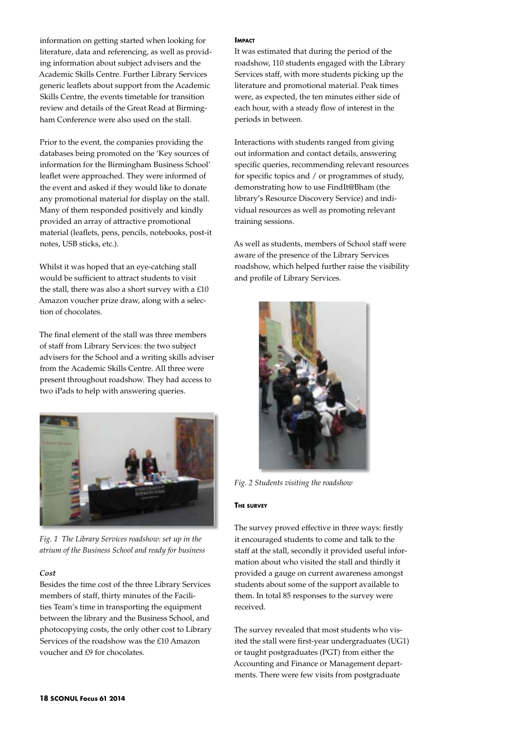information on getting started when looking for literature, data and referencing, as well as providing information about subject advisers and the Academic Skills Centre. Further Library Services generic leaflets about support from the Academic Skills Centre, the events timetable for transition review and details of the Great Read at Birmingham Conference were also used on the stall.

Prior to the event, the companies providing the databases being promoted on the 'Key sources of information for the Birmingham Business School' leaflet were approached. They were informed of the event and asked if they would like to donate any promotional material for display on the stall. Many of them responded positively and kindly provided an array of attractive promotional material (leaflets, pens, pencils, notebooks, post-it notes, USB sticks, etc.).

Whilst it was hoped that an eye-catching stall would be sufficient to attract students to visit the stall, there was also a short survey with a £10 Amazon voucher prize draw, along with a selection of chocolates.

The final element of the stall was three members of staff from Library Services: the two subject advisers for the School and a writing skills adviser from the Academic Skills Centre. All three were present throughout roadshow. They had access to two iPads to help with answering queries.

*Fig. 1 The Library Services roadshow: set up in the atrium of the Business School and ready for business*

### *Cost*

Besides the time cost of the three Library Services members of staff, thirty minutes of the Facilities Team's time in transporting the equipment between the library and the Business School, and photocopying costs, the only other cost to Library Services of the roadshow was the £10 Amazon voucher and £9 for chocolates.

### Impact

It was estimated that during the period of the roadshow, 110 students engaged with the Library Services staff, with more students picking up the literature and promotional material. Peak times were, as expected, the ten minutes either side of each hour, with a steady flow of interest in the periods in between.

Interactions with students ranged from giving out information and contact details, answering specific queries, recommending relevant resources for specific topics and / or programmes of study, demonstrating how to use FindIt@Bham (the library's Resource Discovery Service) and individual resources as well as promoting relevant training sessions.

As well as students, members of School staff were aware of the presence of the Library Services roadshow, which helped further raise the visibility and profile of Library Services.

*Fig. 2 Students visiting the roadshow*

### The survey

The survey proved effective in three ways: firstly it encouraged students to come and talk to the staff at the stall, secondly it provided useful information about who visited the stall and thirdly it provided a gauge on current awareness amongst students about some of the support available to them. In total 85 responses to the survey were received.

The survey revealed that most students who visited the stall were first-year undergraduates (UG1) or taught postgraduates (PGT) from either the Accounting and Finance or Management departments. There were few visits from postgraduate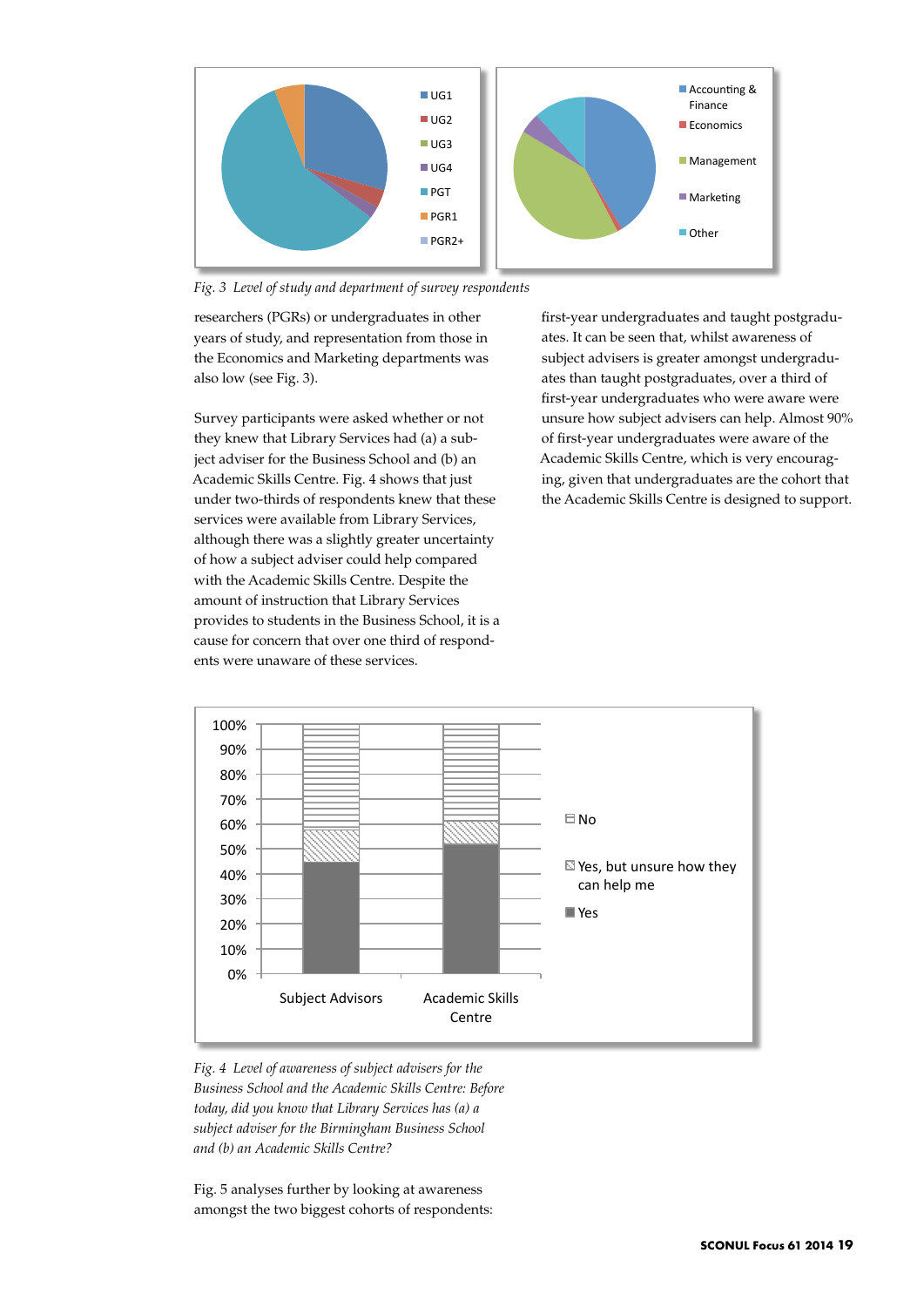UG1
UG2
UG3
UG4
PGT
PGR1
PGR2+

Accounting & Finance
Economics
Management
Marketing
Other

*Fig. 3 Level of study and department of survey respondents*

researchers (PGRs) or undergraduates in other years of study, and representation from those in the Economics and Marketing departments was also low (see Fig. 3).

Survey participants were asked whether or not they knew that Library Services had (a) a subject adviser for the Business School and (b) an Academic Skills Centre. Fig. 4 shows that just under two-thirds of respondents knew that these services were available from Library Services, although there was a slightly greater uncertainty of how a subject adviser could help compared with the Academic Skills Centre. Despite the amount of instruction that Library Services provides to students in the Business School, it is a cause for concern that over one third of respondents were unaware of these services.

first-year undergraduates and taught postgraduates. It can be seen that, whilst awareness of subject advisers is greater amongst undergraduates than taught postgraduates, over a third of first-year undergraduates who were aware were unsure how subject advisers can help. Almost 90% of first-year undergraduates were aware of the Academic Skills Centre, which is very encouraging, given that undergraduates are the cohort that the Academic Skills Centre is designed to support.

100%
90%
80%
70%
60%
50%
40%
30%
20%
10%
0%

Subject Advisors
Academic Skills Centre

No
Yes, but unsure how they can help me
Yes

*Fig. 4 Level of awareness of subject advisers for the Business School and the Academic Skills Centre: Before today, did you know that Library Services has (a) a subject adviser for the Birmingham Business School and (b) an Academic Skills Centre?*

Fig. 5 analyses further by looking at awareness amongst the two biggest cohorts of respondents: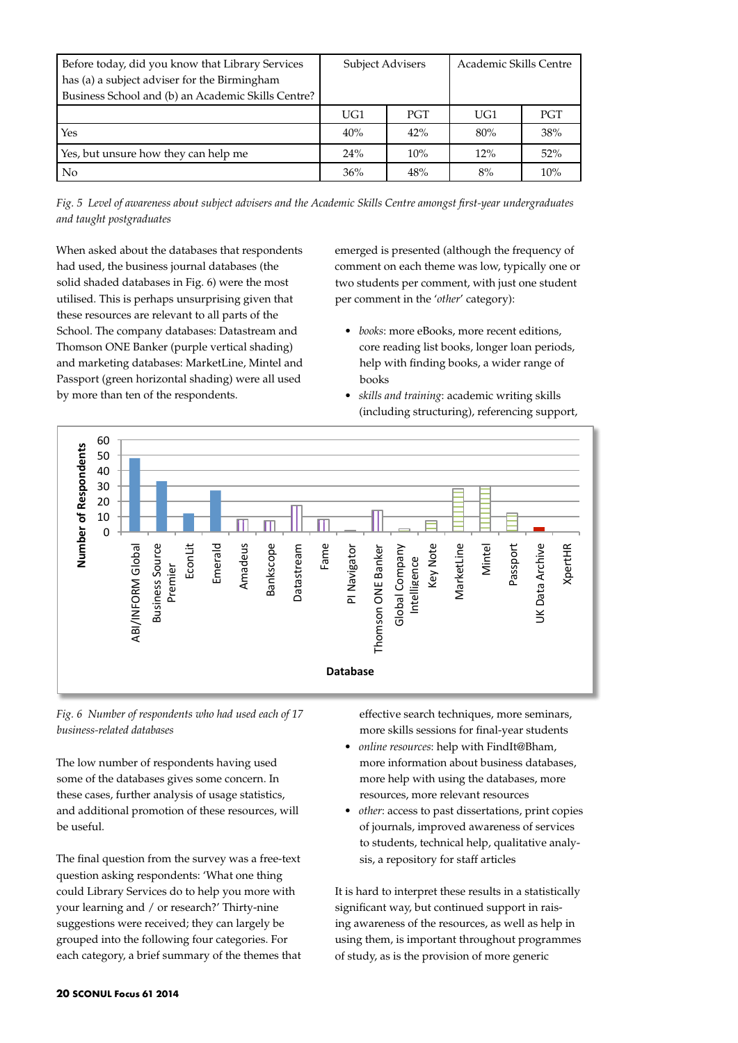| Before today, did you know that Library Services has (a) a subject adviser for the Birmingham Business School and (b) an Academic Skills Centre? | Subject Advisers | | Academic Skills Centre | |
|---|---|---|---|---|
| | UG1 | PGT | UG1 | PGT |
| Yes | 40% | 42% | 80% | 38% |
| Yes, but unsure how they can help me | 24% | 10% | 12% | 52% |
| No | 36% | 48% | 8% | 10% |

*Fig. 5 Level of awareness about subject advisers and the Academic Skills Centre amongst first-year undergraduates and taught postgraduates*

When asked about the databases that respondents had used, the business journal databases (the solid shaded databases in Fig. 6) were the most utilised. This is perhaps unsurprising given that these resources are relevant to all parts of the School. The company databases: Datastream and Thomson ONE Banker (purple vertical shading) and marketing databases: MarketLine, Mintel and Passport (green horizontal shading) were all used by more than ten of the respondents.

Number of Respondents

60
50
40
30
20
10
0

ABI/INFORM Global
Business Source Premier
EconLit
Emerald
Amadeus
Bankscope
Datastream
Fame
PI Navigator
Thomson ONE Banker
Global Company Intelligence
Key Note
MarketLine
Mintel
Passport
UK Data Archive
XpertHR

Database

*Fig. 6 Number of respondents who had used each of 17 business-related databases*

The low number of respondents having used some of the databases gives some concern. In these cases, further analysis of usage statistics, and additional promotion of these resources, will be useful.

The final question from the survey was a free-text question asking respondents: 'What one thing could Library Services do to help you more with your learning and / or research?' Thirty-nine suggestions were received; they can largely be grouped into the following four categories. For each category, a brief summary of the themes that emerged is presented (although the frequency of comment on each theme was low, typically one or two students per comment, with just one student per comment in the '*other*' category):

- *books*: more eBooks, more recent editions, core reading list books, longer loan periods, help with finding books, a wider range of books
- *skills and training*: academic writing skills (including structuring), referencing support, effective search techniques, more seminars, more skills sessions for final-year students
- *online resources*: help with FindIt@Bham, more information about business databases, more help with using the databases, more resources, more relevant resources
- *other*: access to past dissertations, print copies of journals, improved awareness of services to students, technical help, qualitative analysis, a repository for staff articles

It is hard to interpret these results in a statistically significant way, but continued support in raising awareness of the resources, as well as help in using them, is important throughout programmes of study, as is the provision of more generic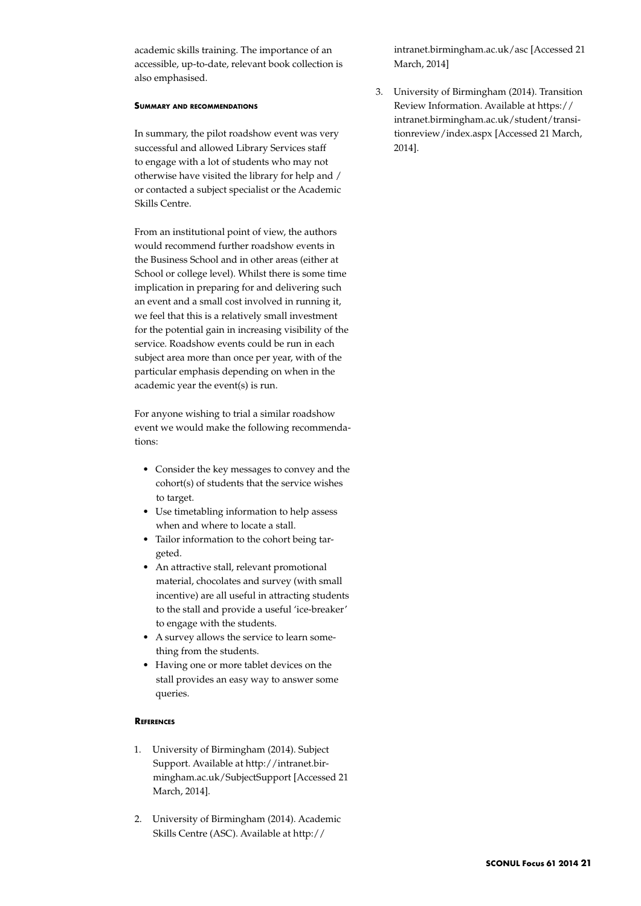academic skills training. The importance of an accessible, up-to-date, relevant book collection is also emphasised.

### Summary and recommendations

In summary, the pilot roadshow event was very successful and allowed Library Services staff to engage with a lot of students who may not otherwise have visited the library for help and / or contacted a subject specialist or the Academic Skills Centre.

From an institutional point of view, the authors would recommend further roadshow events in the Business School and in other areas (either at School or college level). Whilst there is some time implication in preparing for and delivering such an event and a small cost involved in running it, we feel that this is a relatively small investment for the potential gain in increasing visibility of the service. Roadshow events could be run in each subject area more than once per year, with of the particular emphasis depending on when in the academic year the event(s) is run.

For anyone wishing to trial a similar roadshow event we would make the following recommendations:

- Consider the key messages to convey and the cohort(s) of students that the service wishes to target.
- Use timetabling information to help assess when and where to locate a stall.
- Tailor information to the cohort being targeted.
- An attractive stall, relevant promotional material, chocolates and survey (with small incentive) are all useful in attracting students to the stall and provide a useful 'ice-breaker' to engage with the students.
- A survey allows the service to learn something from the students.
- Having one or more tablet devices on the stall provides an easy way to answer some queries.

### References

1. University of Birmingham (2014). Subject Support. Available at http://intranet.birmingham.ac.uk/SubjectSupport [Accessed 21 March, 2014].

2. University of Birmingham (2014). Academic Skills Centre (ASC). Available at http://intranet.birmingham.ac.uk/asc [Accessed 21 March, 2014]

3. University of Birmingham (2014). Transition Review Information. Available at https://intranet.birmingham.ac.uk/student/transitionreview/index.aspx [Accessed 21 March, 2014].